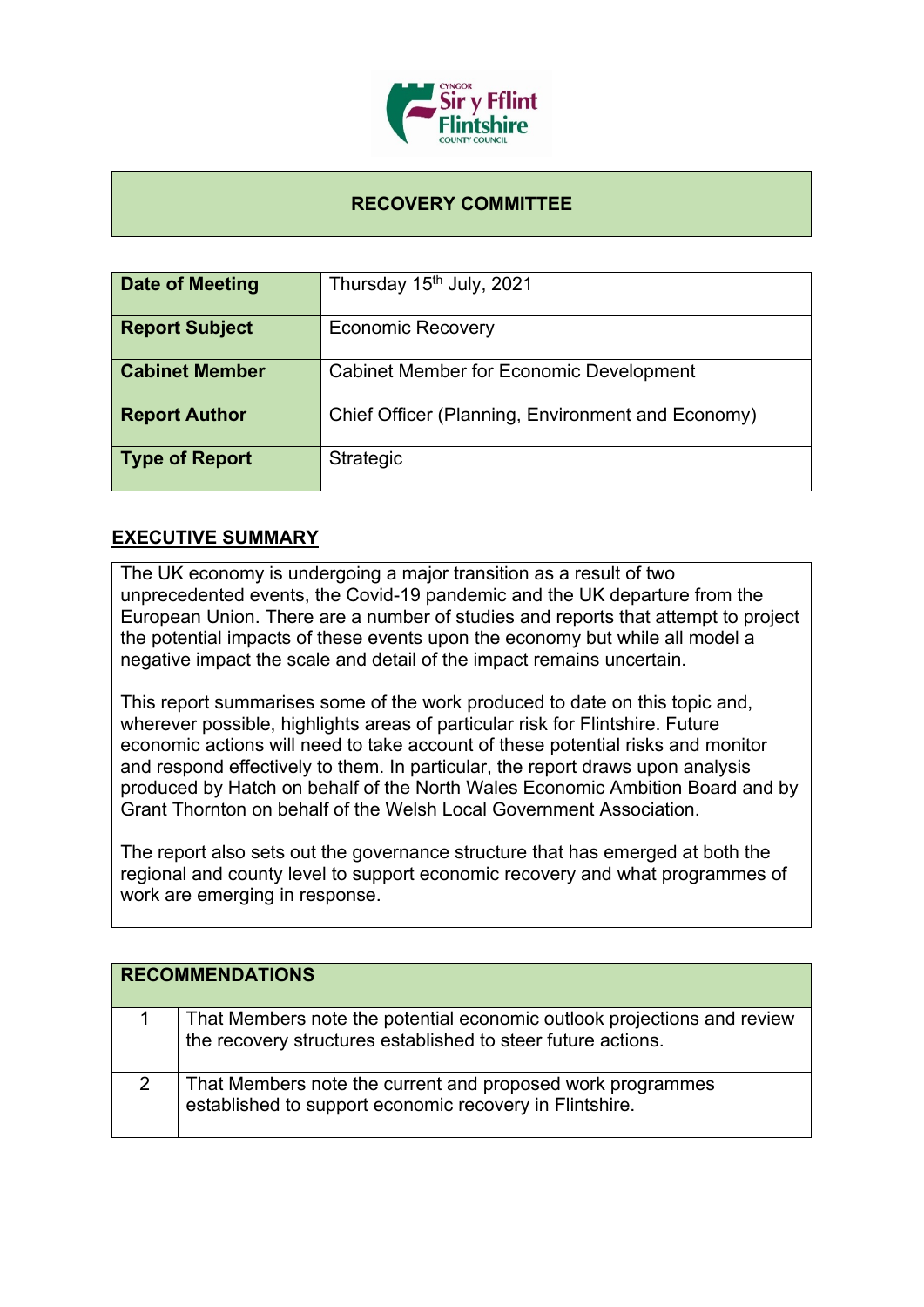# RECOVERY COMMITTEE

| | |
|---|---|
| **Date of Meeting** | Thursday 15th July, 2021 |
| **Report Subject** | Economic Recovery |
| **Cabinet Member** | Cabinet Member for Economic Development |
| **Report Author** | Chief Officer (Planning, Environment and Economy) |
| **Type of Report** | Strategic |

## EXECUTIVE SUMMARY

The UK economy is undergoing a major transition as a result of two unprecedented events, the Covid-19 pandemic and the UK departure from the European Union. There are a number of studies and reports that attempt to project the potential impacts of these events upon the economy but while all model a negative impact the scale and detail of the impact remains uncertain.

This report summarises some of the work produced to date on this topic and, wherever possible, highlights areas of particular risk for Flintshire. Future economic actions will need to take account of these potential risks and monitor and respond effectively to them. In particular, the report draws upon analysis produced by Hatch on behalf of the North Wales Economic Ambition Board and by Grant Thornton on behalf of the Welsh Local Government Association.

The report also sets out the governance structure that has emerged at both the regional and county level to support economic recovery and what programmes of work are emerging in response.

| RECOMMENDATIONS | |
|---|---|
| 1 | That Members note the potential economic outlook projections and review the recovery structures established to steer future actions. |
| 2 | That Members note the current and proposed work programmes established to support economic recovery in Flintshire. |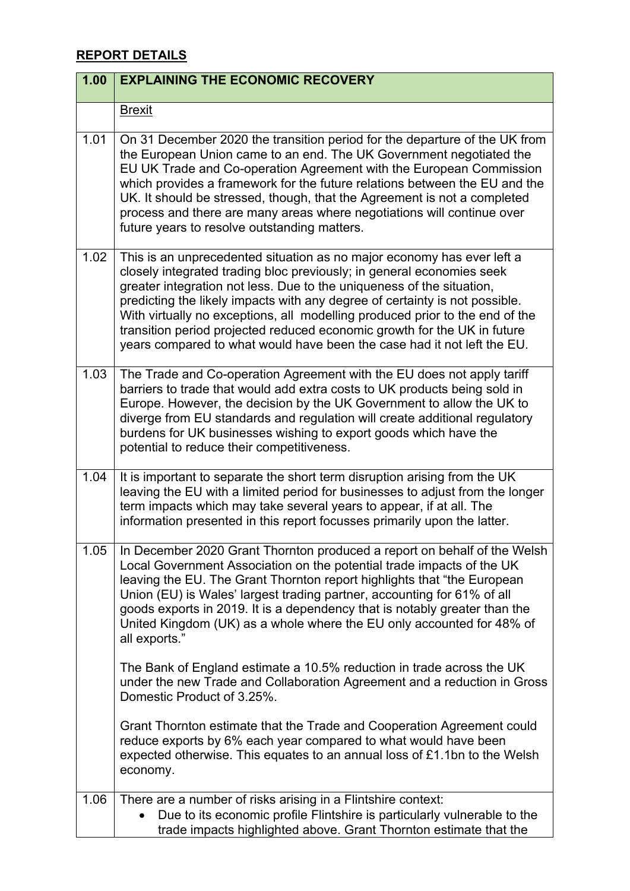## REPORT DETAILS

| 1.00 | EXPLAINING THE ECONOMIC RECOVERY |
|---|---|
| | Brexit |
| 1.01 | On 31 December 2020 the transition period for the departure of the UK from the European Union came to an end. The UK Government negotiated the EU UK Trade and Co-operation Agreement with the European Commission which provides a framework for the future relations between the EU and the UK. It should be stressed, though, that the Agreement is not a completed process and there are many areas where negotiations will continue over future years to resolve outstanding matters. |
| 1.02 | This is an unprecedented situation as no major economy has ever left a closely integrated trading bloc previously; in general economies seek greater integration not less. Due to the uniqueness of the situation, predicting the likely impacts with any degree of certainty is not possible. With virtually no exceptions, all modelling produced prior to the end of the transition period projected reduced economic growth for the UK in future years compared to what would have been the case had it not left the EU. |
| 1.03 | The Trade and Co-operation Agreement with the EU does not apply tariff barriers to trade that would add extra costs to UK products being sold in Europe. However, the decision by the UK Government to allow the UK to diverge from EU standards and regulation will create additional regulatory burdens for UK businesses wishing to export goods which have the potential to reduce their competitiveness. |
| 1.04 | It is important to separate the short term disruption arising from the UK leaving the EU with a limited period for businesses to adjust from the longer term impacts which may take several years to appear, if at all. The information presented in this report focusses primarily upon the latter. |
| 1.05 | In December 2020 Grant Thornton produced a report on behalf of the Welsh Local Government Association on the potential trade impacts of the UK leaving the EU. The Grant Thornton report highlights that "the European Union (EU) is Wales' largest trading partner, accounting for 61% of all goods exports in 2019. It is a dependency that is notably greater than the United Kingdom (UK) as a whole where the EU only accounted for 48% of all exports."<br><br>The Bank of England estimate a 10.5% reduction in trade across the UK under the new Trade and Collaboration Agreement and a reduction in Gross Domestic Product of 3.25%.<br><br>Grant Thornton estimate that the Trade and Cooperation Agreement could reduce exports by 6% each year compared to what would have been expected otherwise. This equates to an annual loss of £1.1bn to the Welsh economy. |
| 1.06 | There are a number of risks arising in a Flintshire context:<br>• Due to its economic profile Flintshire is particularly vulnerable to the trade impacts highlighted above. Grant Thornton estimate that the |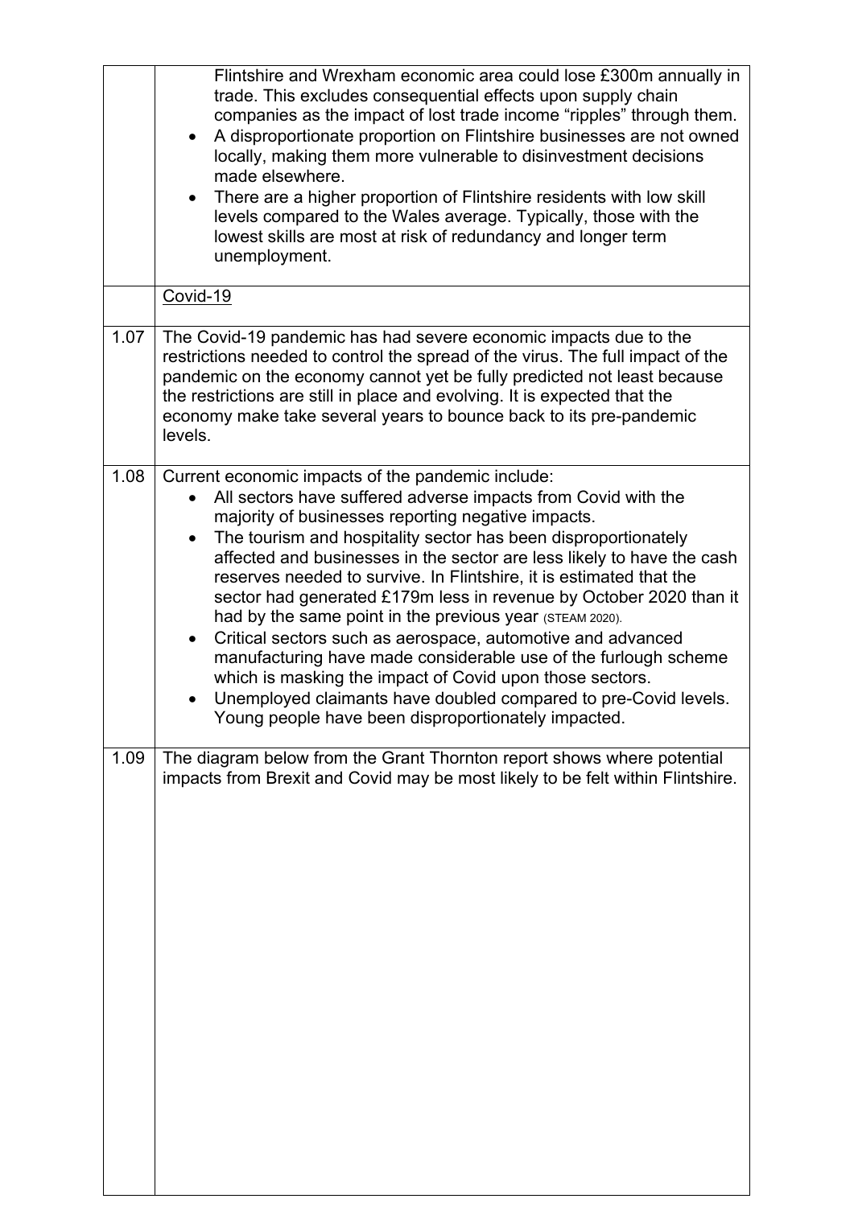| | |
|---|---|
| | Flintshire and Wrexham economic area could lose £300m annually in trade. This excludes consequential effects upon supply chain companies as the impact of lost trade income "ripples" through them.<br>• A disproportionate proportion on Flintshire businesses are not owned locally, making them more vulnerable to disinvestment decisions made elsewhere.<br>• There are a higher proportion of Flintshire residents with low skill levels compared to the Wales average. Typically, those with the lowest skills are most at risk of redundancy and longer term unemployment. |
| | Covid-19 |
| 1.07 | The Covid-19 pandemic has had severe economic impacts due to the restrictions needed to control the spread of the virus. The full impact of the pandemic on the economy cannot yet be fully predicted not least because the restrictions are still in place and evolving. It is expected that the economy make take several years to bounce back to its pre-pandemic levels. |
| 1.08 | Current economic impacts of the pandemic include:<br>• All sectors have suffered adverse impacts from Covid with the majority of businesses reporting negative impacts.<br>• The tourism and hospitality sector has been disproportionately affected and businesses in the sector are less likely to have the cash reserves needed to survive. In Flintshire, it is estimated that the sector had generated £179m less in revenue by October 2020 than it had by the same point in the previous year (STEAM 2020).<br>• Critical sectors such as aerospace, automotive and advanced manufacturing have made considerable use of the furlough scheme which is masking the impact of Covid upon those sectors.<br>• Unemployed claimants have doubled compared to pre-Covid levels. Young people have been disproportionately impacted. |
| 1.09 | The diagram below from the Grant Thornton report shows where potential impacts from Brexit and Covid may be most likely to be felt within Flintshire. |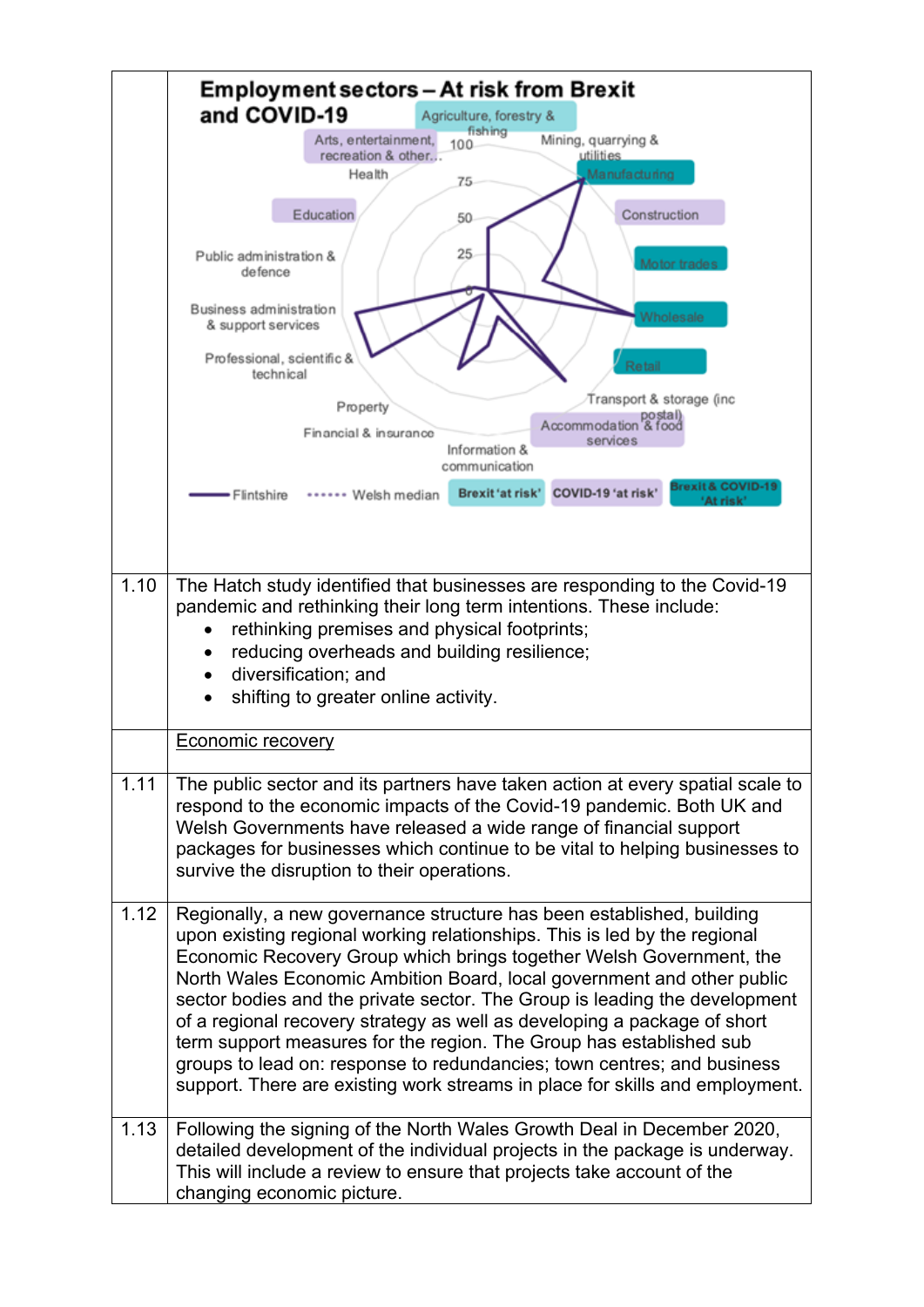| | |
|---|---|
| | **Employment sectors – At risk from Brexit and COVID-19**<br><br>Agriculture, forestry & fishing<br>Mining, quarrying & utilities<br>Manufacturing<br>Construction<br>Motor trades<br>Wholesale<br>Retail<br>Transport & storage (inc postal)<br>Accommodation & food services<br>Information & communication<br>Financial & insurance<br>Property<br>Professional, scientific & technical<br>Business administration & support services<br>Public administration & defence<br>Education<br>Health<br>Arts, entertainment, recreation & other...<br><br>100<br>75<br>50<br>25<br>0<br><br>Flintshire<br>Welsh median<br>Brexit 'at risk'<br>COVID-19 'at risk'<br>Brexit & COVID-19 'At risk' |
| 1.10 | The Hatch study identified that businesses are responding to the Covid-19 pandemic and rethinking their long term intentions. These include:<br>• rethinking premises and physical footprints;<br>• reducing overheads and building resilience;<br>• diversification; and<br>• shifting to greater online activity. |
| | <u>Economic recovery</u> |
| 1.11 | The public sector and its partners have taken action at every spatial scale to respond to the economic impacts of the Covid-19 pandemic. Both UK and Welsh Governments have released a wide range of financial support packages for businesses which continue to be vital to helping businesses to survive the disruption to their operations. |
| 1.12 | Regionally, a new governance structure has been established, building upon existing regional working relationships. This is led by the regional Economic Recovery Group which brings together Welsh Government, the North Wales Economic Ambition Board, local government and other public sector bodies and the private sector. The Group is leading the development of a regional recovery strategy as well as developing a package of short term support measures for the region. The Group has established sub groups to lead on: response to redundancies; town centres; and business support. There are existing work streams in place for skills and employment. |
| 1.13 | Following the signing of the North Wales Growth Deal in December 2020, detailed development of the individual projects in the package is underway. This will include a review to ensure that projects take account of the changing economic picture. |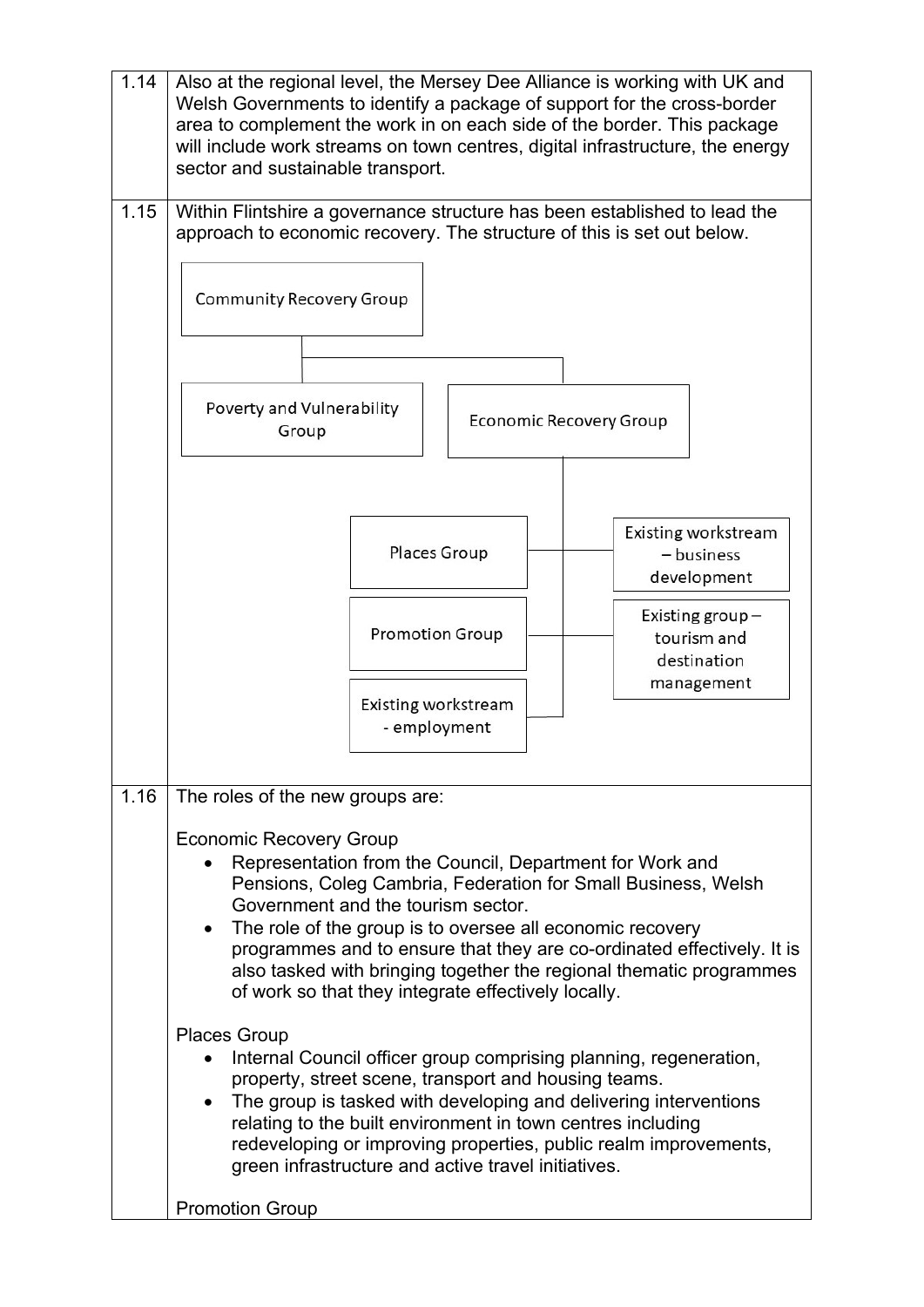| | |
|---|---|
| 1.14 | Also at the regional level, the Mersey Dee Alliance is working with UK and Welsh Governments to identify a package of support for the cross-border area to complement the work in on each side of the border. This package will include work streams on town centres, digital infrastructure, the energy sector and sustainable transport. |
| 1.15 | Within Flintshire a governance structure has been established to lead the approach to economic recovery. The structure of this is set out below. |

Community Recovery Group

Poverty and Vulnerability Group

Economic Recovery Group

Places Group

Existing workstream – business development

Promotion Group

Existing group – tourism and destination management

Existing workstream - employment

| | |
|---|---|
| 1.16 | The roles of the new groups are: |

Economic Recovery Group

- Representation from the Council, Department for Work and Pensions, Coleg Cambria, Federation for Small Business, Welsh Government and the tourism sector.
- The role of the group is to oversee all economic recovery programmes and to ensure that they are co-ordinated effectively. It is also tasked with bringing together the regional thematic programmes of work so that they integrate effectively locally.

Places Group

- Internal Council officer group comprising planning, regeneration, property, street scene, transport and housing teams.
- The group is tasked with developing and delivering interventions relating to the built environment in town centres including redeveloping or improving properties, public realm improvements, green infrastructure and active travel initiatives.

Promotion Group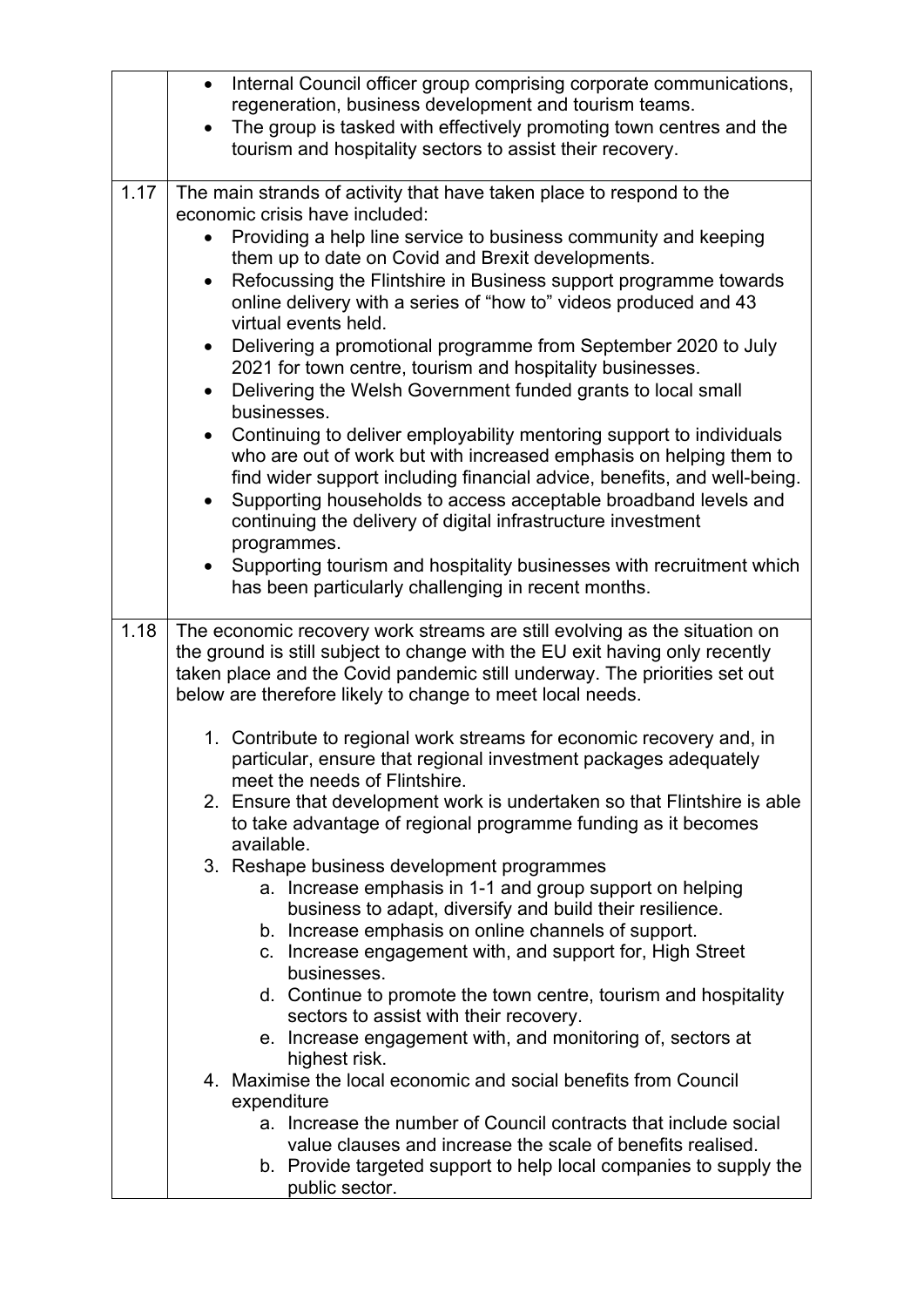| | |
|---|---|
| | • Internal Council officer group comprising corporate communications, regeneration, business development and tourism teams.<br>• The group is tasked with effectively promoting town centres and the tourism and hospitality sectors to assist their recovery. |
| 1.17 | The main strands of activity that have taken place to respond to the economic crisis have included:<br>• Providing a help line service to business community and keeping them up to date on Covid and Brexit developments.<br>• Refocussing the Flintshire in Business support programme towards online delivery with a series of "how to" videos produced and 43 virtual events held.<br>• Delivering a promotional programme from September 2020 to July 2021 for town centre, tourism and hospitality businesses.<br>• Delivering the Welsh Government funded grants to local small businesses.<br>• Continuing to deliver employability mentoring support to individuals who are out of work but with increased emphasis on helping them to find wider support including financial advice, benefits, and well-being.<br>• Supporting households to access acceptable broadband levels and continuing the delivery of digital infrastructure investment programmes.<br>• Supporting tourism and hospitality businesses with recruitment which has been particularly challenging in recent months. |
| 1.18 | The economic recovery work streams are still evolving as the situation on the ground is still subject to change with the EU exit having only recently taken place and the Covid pandemic still underway. The priorities set out below are therefore likely to change to meet local needs.<br><br>1. Contribute to regional work streams for economic recovery and, in particular, ensure that regional investment packages adequately meet the needs of Flintshire.<br>2. Ensure that development work is undertaken so that Flintshire is able to take advantage of regional programme funding as it becomes available.<br>3. Reshape business development programmes<br>&nbsp;&nbsp;&nbsp;&nbsp;a. Increase emphasis in 1-1 and group support on helping business to adapt, diversify and build their resilience.<br>&nbsp;&nbsp;&nbsp;&nbsp;b. Increase emphasis on online channels of support.<br>&nbsp;&nbsp;&nbsp;&nbsp;c. Increase engagement with, and support for, High Street businesses.<br>&nbsp;&nbsp;&nbsp;&nbsp;d. Continue to promote the town centre, tourism and hospitality sectors to assist with their recovery.<br>&nbsp;&nbsp;&nbsp;&nbsp;e. Increase engagement with, and monitoring of, sectors at highest risk.<br>4. Maximise the local economic and social benefits from Council expenditure<br>&nbsp;&nbsp;&nbsp;&nbsp;a. Increase the number of Council contracts that include social value clauses and increase the scale of benefits realised.<br>&nbsp;&nbsp;&nbsp;&nbsp;b. Provide targeted support to help local companies to supply the public sector. |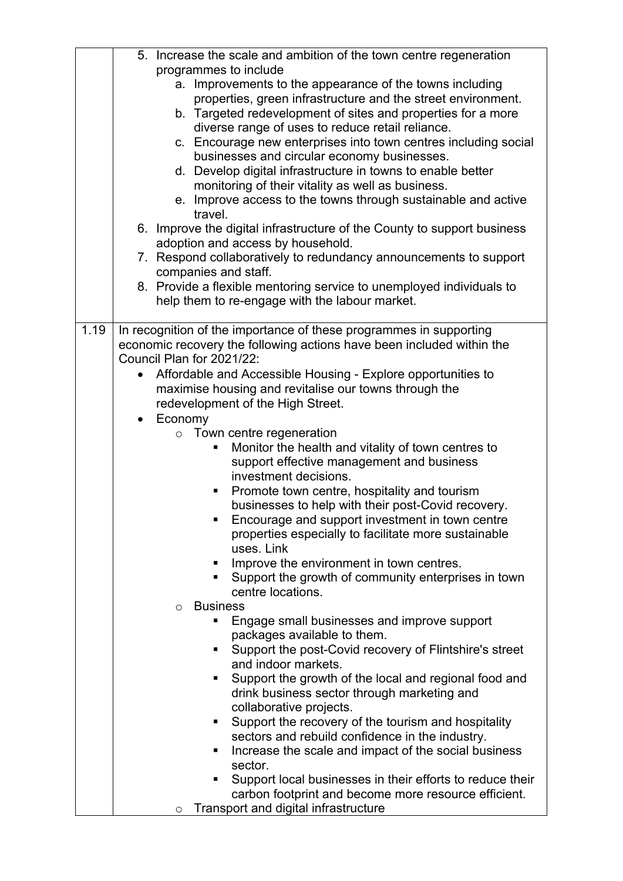| | |
|---|---|
| | 5. Increase the scale and ambition of the town centre regeneration programmes to include<br>a. Improvements to the appearance of the towns including properties, green infrastructure and the street environment.<br>b. Targeted redevelopment of sites and properties for a more diverse range of uses to reduce retail reliance.<br>c. Encourage new enterprises into town centres including social businesses and circular economy businesses.<br>d. Develop digital infrastructure in towns to enable better monitoring of their vitality as well as business.<br>e. Improve access to the towns through sustainable and active travel.<br>6. Improve the digital infrastructure of the County to support business adoption and access by household.<br>7. Respond collaboratively to redundancy announcements to support companies and staff.<br>8. Provide a flexible mentoring service to unemployed individuals to help them to re-engage with the labour market. |
| 1.19 | In recognition of the importance of these programmes in supporting economic recovery the following actions have been included within the Council Plan for 2021/22:<br>• Affordable and Accessible Housing - Explore opportunities to maximise housing and revitalise our towns through the redevelopment of the High Street.<br>• Economy<br>o Town centre regeneration<br>▪ Monitor the health and vitality of town centres to support effective management and business investment decisions.<br>▪ Promote town centre, hospitality and tourism businesses to help with their post-Covid recovery.<br>▪ Encourage and support investment in town centre properties especially to facilitate more sustainable uses. Link<br>▪ Improve the environment in town centres.<br>▪ Support the growth of community enterprises in town centre locations.<br>o Business<br>▪ Engage small businesses and improve support packages available to them.<br>▪ Support the post-Covid recovery of Flintshire's street and indoor markets.<br>▪ Support the growth of the local and regional food and drink business sector through marketing and collaborative projects.<br>▪ Support the recovery of the tourism and hospitality sectors and rebuild confidence in the industry.<br>▪ Increase the scale and impact of the social business sector.<br>▪ Support local businesses in their efforts to reduce their carbon footprint and become more resource efficient.<br>o Transport and digital infrastructure |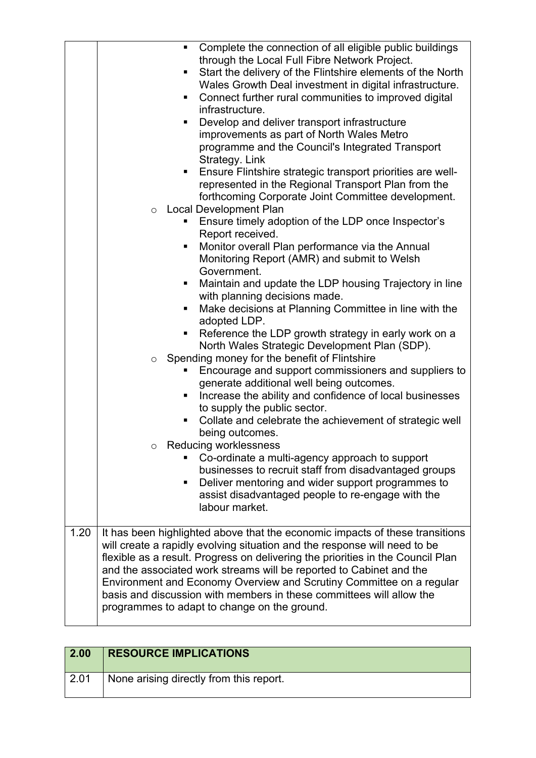|  |  |
|---|---|
|  | ▪ Complete the connection of all eligible public buildings through the Local Full Fibre Network Project.<br>▪ Start the delivery of the Flintshire elements of the North Wales Growth Deal investment in digital infrastructure.<br>▪ Connect further rural communities to improved digital infrastructure.<br>▪ Develop and deliver transport infrastructure improvements as part of North Wales Metro programme and the Council's Integrated Transport Strategy. Link<br>▪ Ensure Flintshire strategic transport priorities are well-represented in the Regional Transport Plan from the forthcoming Corporate Joint Committee development.<br>o Local Development Plan<br>▪ Ensure timely adoption of the LDP once Inspector's Report received.<br>▪ Monitor overall Plan performance via the Annual Monitoring Report (AMR) and submit to Welsh Government.<br>▪ Maintain and update the LDP housing Trajectory in line with planning decisions made.<br>▪ Make decisions at Planning Committee in line with the adopted LDP.<br>▪ Reference the LDP growth strategy in early work on a North Wales Strategic Development Plan (SDP).<br>o Spending money for the benefit of Flintshire<br>▪ Encourage and support commissioners and suppliers to generate additional well being outcomes.<br>▪ Increase the ability and confidence of local businesses to supply the public sector.<br>▪ Collate and celebrate the achievement of strategic well being outcomes.<br>o Reducing worklessness<br>▪ Co-ordinate a multi-agency approach to support businesses to recruit staff from disadvantaged groups<br>▪ Deliver mentoring and wider support programmes to assist disadvantaged people to re-engage with the labour market. |
| 1.20 | It has been highlighted above that the economic impacts of these transitions will create a rapidly evolving situation and the response will need to be flexible as a result. Progress on delivering the priorities in the Council Plan and the associated work streams will be reported to Cabinet and the Environment and Economy Overview and Scrutiny Committee on a regular basis and discussion with members in these committees will allow the programmes to adapt to change on the ground. |

| 2.00 | RESOURCE IMPLICATIONS |
|---|---|
| 2.01 | None arising directly from this report. |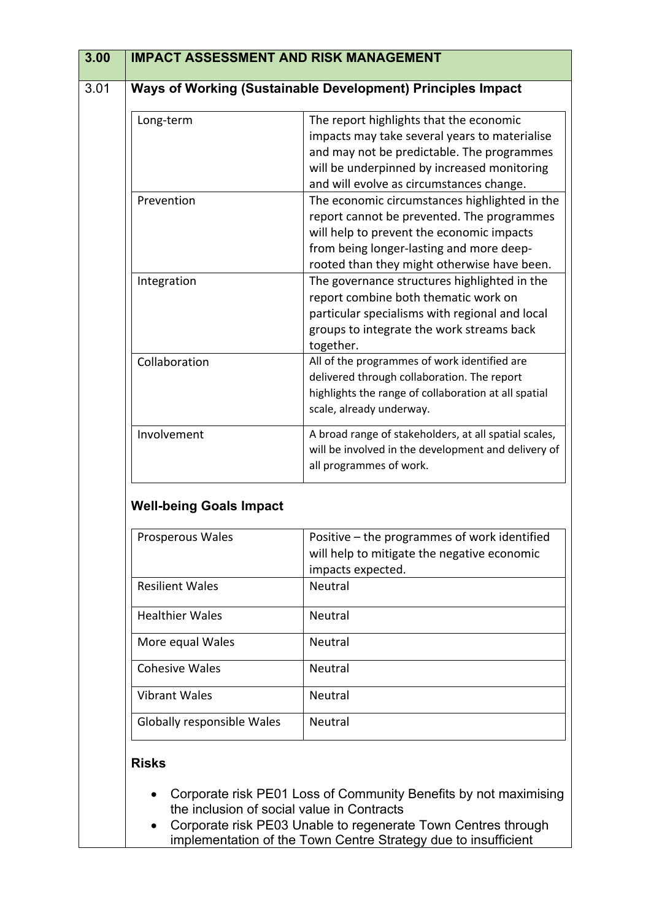| 3.00 | IMPACT ASSESSMENT AND RISK MANAGEMENT |
|---|---|

## 3.01 Ways of Working (Sustainable Development) Principles Impact

| | |
|---|---|
| Long-term | The report highlights that the economic impacts may take several years to materialise and may not be predictable. The programmes will be underpinned by increased monitoring and will evolve as circumstances change. |
| Prevention | The economic circumstances highlighted in the report cannot be prevented. The programmes will help to prevent the economic impacts from being longer-lasting and more deep-rooted than they might otherwise have been. |
| Integration | The governance structures highlighted in the report combine both thematic work on particular specialisms with regional and local groups to integrate the work streams back together. |
| Collaboration | All of the programmes of work identified are delivered through collaboration. The report highlights the range of collaboration at all spatial scale, already underway. |
| Involvement | A broad range of stakeholders, at all spatial scales, will be involved in the development and delivery of all programmes of work. |

### Well-being Goals Impact

| | |
|---|---|
| Prosperous Wales | Positive – the programmes of work identified will help to mitigate the negative economic impacts expected. |
| Resilient Wales | Neutral |
| Healthier Wales | Neutral |
| More equal Wales | Neutral |
| Cohesive Wales | Neutral |
| Vibrant Wales | Neutral |
| Globally responsible Wales | Neutral |

### Risks

- Corporate risk PE01 Loss of Community Benefits by not maximising the inclusion of social value in Contracts
- Corporate risk PE03 Unable to regenerate Town Centres through implementation of the Town Centre Strategy due to insufficient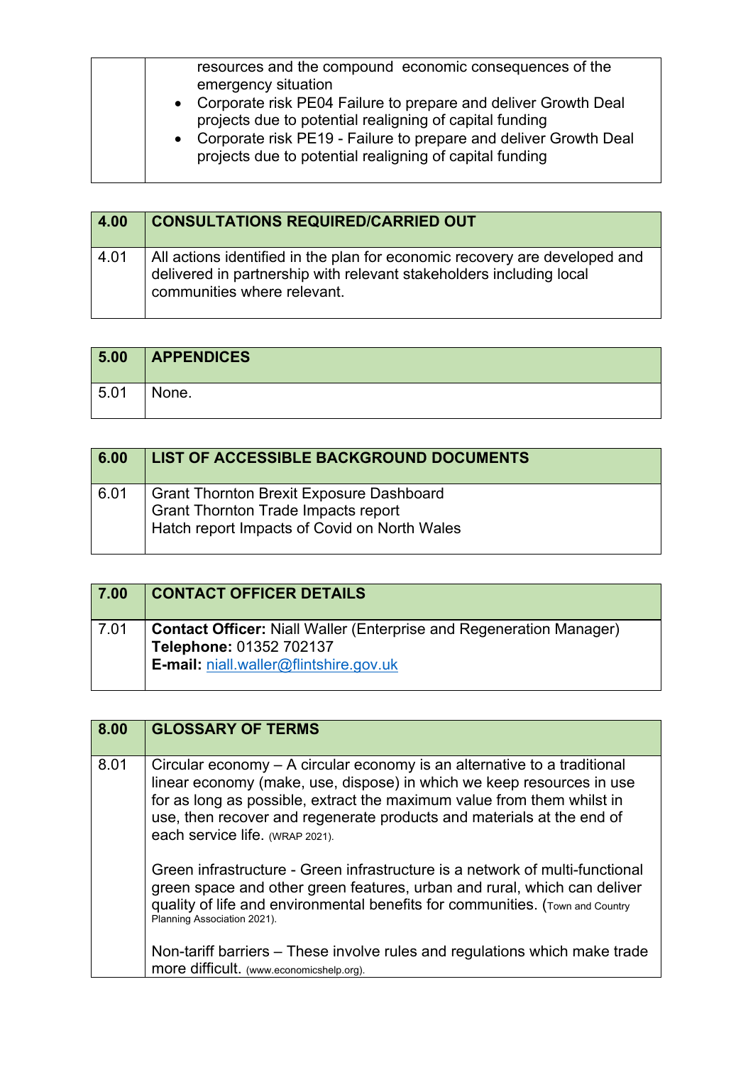| | |
|---|---|
| | resources and the compound economic consequences of the emergency situation<br>• Corporate risk PE04 Failure to prepare and deliver Growth Deal projects due to potential realigning of capital funding<br>• Corporate risk PE19 - Failure to prepare and deliver Growth Deal projects due to potential realigning of capital funding |

| 4.00 | CONSULTATIONS REQUIRED/CARRIED OUT |
|---|---|
| 4.01 | All actions identified in the plan for economic recovery are developed and delivered in partnership with relevant stakeholders including local communities where relevant. |

| 5.00 | APPENDICES |
|---|---|
| 5.01 | None. |

| 6.00 | LIST OF ACCESSIBLE BACKGROUND DOCUMENTS |
|---|---|
| 6.01 | Grant Thornton Brexit Exposure Dashboard<br>Grant Thornton Trade Impacts report<br>Hatch report Impacts of Covid on North Wales |

| 7.00 | CONTACT OFFICER DETAILS |
|---|---|
| 7.01 | **Contact Officer:** Niall Waller (Enterprise and Regeneration Manager)<br>**Telephone:** 01352 702137<br>**E-mail:** niall.waller@flintshire.gov.uk |

| 8.00 | GLOSSARY OF TERMS |
|---|---|
| 8.01 | Circular economy – A circular economy is an alternative to a traditional linear economy (make, use, dispose) in which we keep resources in use for as long as possible, extract the maximum value from them whilst in use, then recover and regenerate products and materials at the end of each service life. (WRAP 2021).<br><br>Green infrastructure - Green infrastructure is a network of multi-functional green space and other green features, urban and rural, which can deliver quality of life and environmental benefits for communities. (Town and Country Planning Association 2021).<br><br>Non-tariff barriers – These involve rules and regulations which make trade more difficult. (www.economicshelp.org). |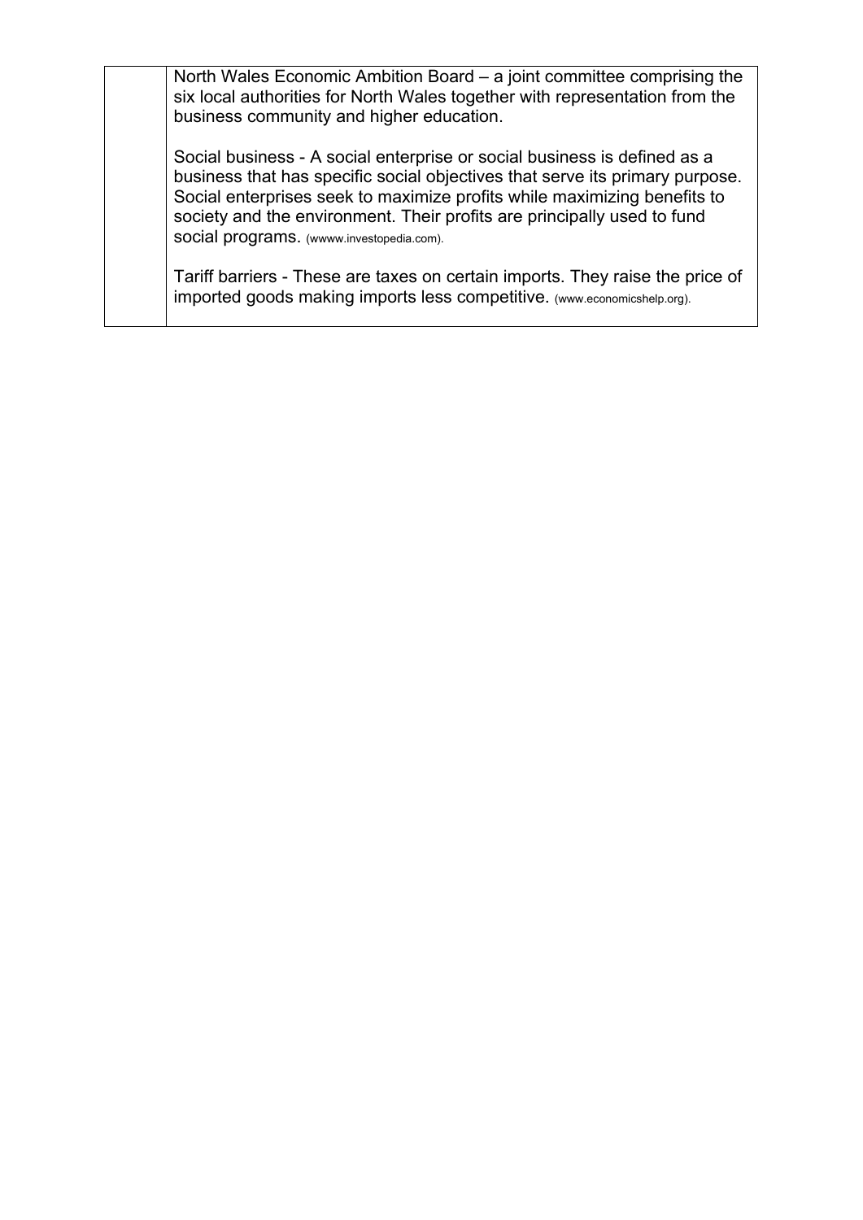| | |
|---|---|
| | North Wales Economic Ambition Board – a joint committee comprising the six local authorities for North Wales together with representation from the business community and higher education. |
| | Social business - A social enterprise or social business is defined as a business that has specific social objectives that serve its primary purpose. Social enterprises seek to maximize profits while maximizing benefits to society and the environment. Their profits are principally used to fund social programs. (wwww.investopedia.com). |
| | Tariff barriers - These are taxes on certain imports. They raise the price of imported goods making imports less competitive. (www.economicshelp.org). |